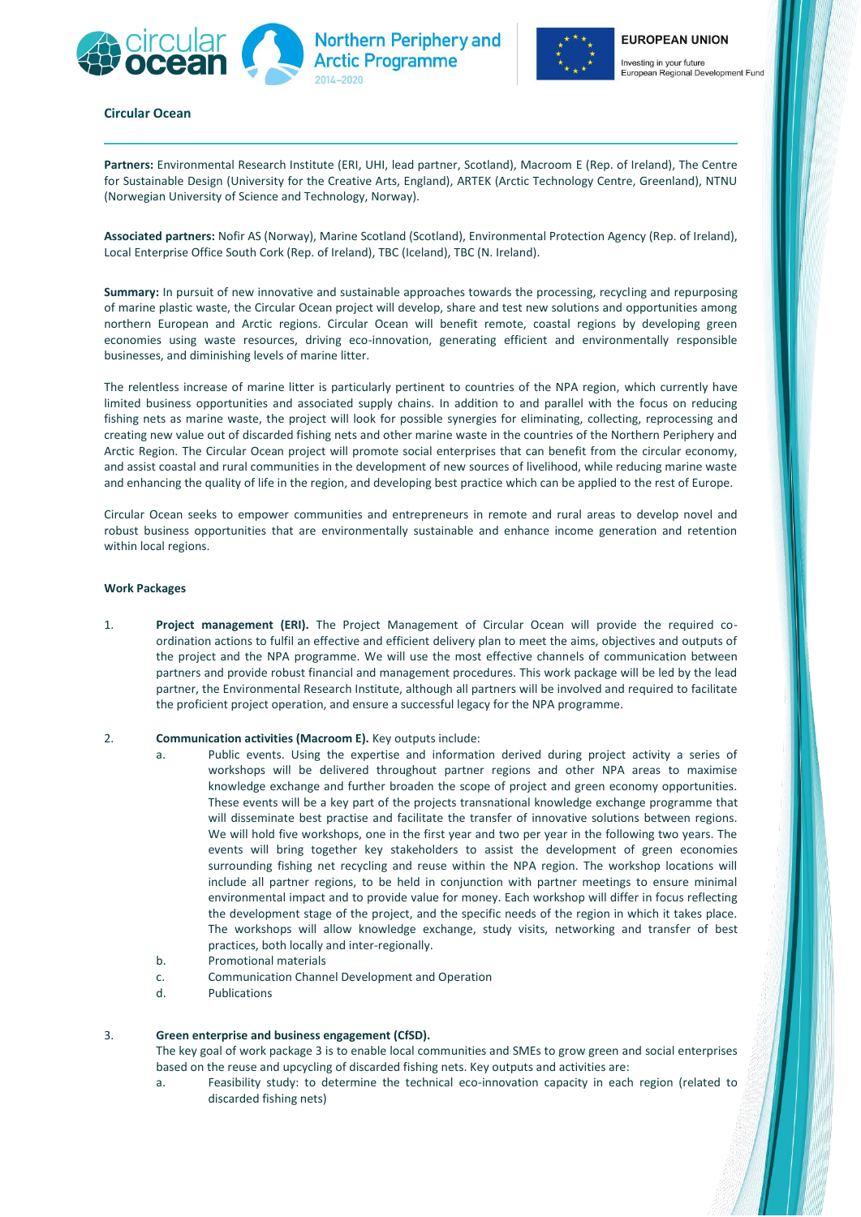**Circular Ocean**

---

**Partners:** Environmental Research Institute (ERI, UHI, lead partner, Scotland), Macroom E (Rep. of Ireland), The Centre for Sustainable Design (University for the Creative Arts, England), ARTEK (Arctic Technology Centre, Greenland), NTNU (Norwegian University of Science and Technology, Norway).

**Associated partners:** Nofir AS (Norway), Marine Scotland (Scotland), Environmental Protection Agency (Rep. of Ireland), Local Enterprise Office South Cork (Rep. of Ireland), TBC (Iceland), TBC (N. Ireland).

**Summary:** In pursuit of new innovative and sustainable approaches towards the processing, recycling and repurposing of marine plastic waste, the Circular Ocean project will develop, share and test new solutions and opportunities among northern European and Arctic regions. Circular Ocean will benefit remote, coastal regions by developing green economies using waste resources, driving eco-innovation, generating efficient and environmentally responsible businesses, and diminishing levels of marine litter.

The relentless increase of marine litter is particularly pertinent to countries of the NPA region, which currently have limited business opportunities and associated supply chains. In addition to and parallel with the focus on reducing fishing nets as marine waste, the project will look for possible synergies for eliminating, collecting, reprocessing and creating new value out of discarded fishing nets and other marine waste in the countries of the Northern Periphery and Arctic Region. The Circular Ocean project will promote social enterprises that can benefit from the circular economy, and assist coastal and rural communities in the development of new sources of livelihood, while reducing marine waste and enhancing the quality of life in the region, and developing best practice which can be applied to the rest of Europe.

Circular Ocean seeks to empower communities and entrepreneurs in remote and rural areas to develop novel and robust business opportunities that are environmentally sustainable and enhance income generation and retention within local regions.

**Work Packages**

1. **Project management (ERI).** The Project Management of Circular Ocean will provide the required co-ordination actions to fulfil an effective and efficient delivery plan to meet the aims, objectives and outputs of the project and the NPA programme. We will use the most effective channels of communication between partners and provide robust financial and management procedures. This work package will be led by the lead partner, the Environmental Research Institute, although all partners will be involved and required to facilitate the proficient project operation, and ensure a successful legacy for the NPA programme.

2. **Communication activities (Macroom E).** Key outputs include:
   a. Public events. Using the expertise and information derived during project activity a series of workshops will be delivered throughout partner regions and other NPA areas to maximise knowledge exchange and further broaden the scope of project and green economy opportunities. These events will be a key part of the projects transnational knowledge exchange programme that will disseminate best practise and facilitate the transfer of innovative solutions between regions. We will hold five workshops, one in the first year and two per year in the following two years. The events will bring together key stakeholders to assist the development of green economies surrounding fishing net recycling and reuse within the NPA region. The workshop locations will include all partner regions, to be held in conjunction with partner meetings to ensure minimal environmental impact and to provide value for money. Each workshop will differ in focus reflecting the development stage of the project, and the specific needs of the region in which it takes place. The workshops will allow knowledge exchange, study visits, networking and transfer of best practices, both locally and inter-regionally.
   b. Promotional materials
   c. Communication Channel Development and Operation
   d. Publications

3. **Green enterprise and business engagement (CfSD).**
   The key goal of work package 3 is to enable local communities and SMEs to grow green and social enterprises based on the reuse and upcycling of discarded fishing nets. Key outputs and activities are:
   a. Feasibility study: to determine the technical eco-innovation capacity in each region (related to discarded fishing nets)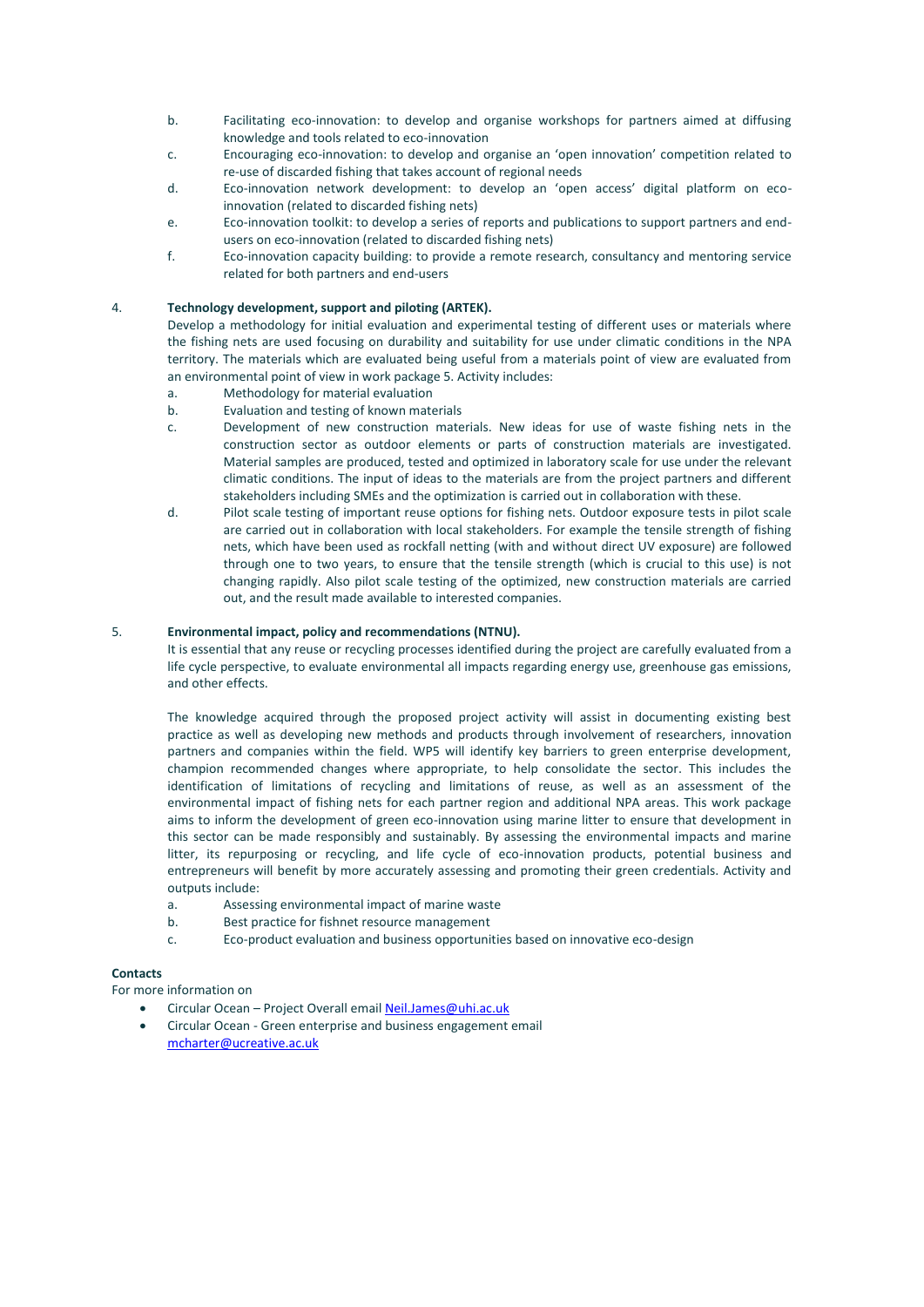b. Facilitating eco-innovation: to develop and organise workshops for partners aimed at diffusing knowledge and tools related to eco-innovation
c. Encouraging eco-innovation: to develop and organise an 'open innovation' competition related to re-use of discarded fishing that takes account of regional needs
d. Eco-innovation network development: to develop an 'open access' digital platform on eco-innovation (related to discarded fishing nets)
e. Eco-innovation toolkit: to develop a series of reports and publications to support partners and end-users on eco-innovation (related to discarded fishing nets)
f. Eco-innovation capacity building: to provide a remote research, consultancy and mentoring service related for both partners and end-users

4. **Technology development, support and piloting (ARTEK).**

Develop a methodology for initial evaluation and experimental testing of different uses or materials where the fishing nets are used focusing on durability and suitability for use under climatic conditions in the NPA territory. The materials which are evaluated being useful from a materials point of view are evaluated from an environmental point of view in work package 5. Activity includes:

a. Methodology for material evaluation
b. Evaluation and testing of known materials
c. Development of new construction materials. New ideas for use of waste fishing nets in the construction sector as outdoor elements or parts of construction materials are investigated. Material samples are produced, tested and optimized in laboratory scale for use under the relevant climatic conditions. The input of ideas to the materials are from the project partners and different stakeholders including SMEs and the optimization is carried out in collaboration with these.
d. Pilot scale testing of important reuse options for fishing nets. Outdoor exposure tests in pilot scale are carried out in collaboration with local stakeholders. For example the tensile strength of fishing nets, which have been used as rockfall netting (with and without direct UV exposure) are followed through one to two years, to ensure that the tensile strength (which is crucial to this use) is not changing rapidly. Also pilot scale testing of the optimized, new construction materials are carried out, and the result made available to interested companies.

5. **Environmental impact, policy and recommendations (NTNU).**

It is essential that any reuse or recycling processes identified during the project are carefully evaluated from a life cycle perspective, to evaluate environmental all impacts regarding energy use, greenhouse gas emissions, and other effects.

The knowledge acquired through the proposed project activity will assist in documenting existing best practice as well as developing new methods and products through involvement of researchers, innovation partners and companies within the field. WP5 will identify key barriers to green enterprise development, champion recommended changes where appropriate, to help consolidate the sector. This includes the identification of limitations of recycling and limitations of reuse, as well as an assessment of the environmental impact of fishing nets for each partner region and additional NPA areas. This work package aims to inform the development of green eco-innovation using marine litter to ensure that development in this sector can be made responsibly and sustainably. By assessing the environmental impacts and marine litter, its repurposing or recycling, and life cycle of eco-innovation products, potential business and entrepreneurs will benefit by more accurately assessing and promoting their green credentials. Activity and outputs include:

a. Assessing environmental impact of marine waste
b. Best practice for fishnet resource management
c. Eco-product evaluation and business opportunities based on innovative eco-design

**Contacts**

For more information on

- Circular Ocean – Project Overall email Neil.James@uhi.ac.uk
- Circular Ocean - Green enterprise and business engagement email mcharter@ucreative.ac.uk